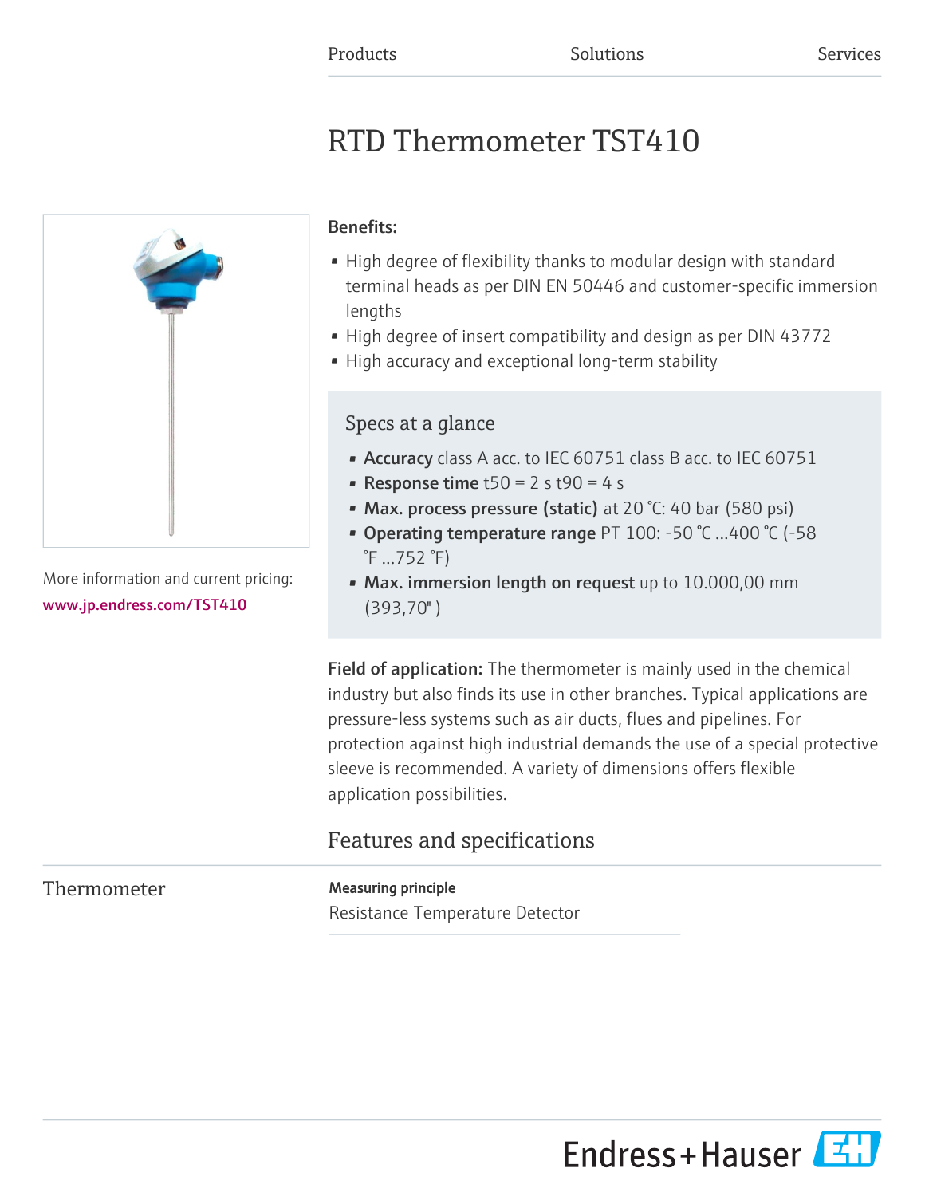Products Solutions Services

# RTD Thermometer TST410

More information and current pricing:
www.jp.endress.com/TST410

**Benefits:**

- High degree of flexibility thanks to modular design with standard terminal heads as per DIN EN 50446 and customer-specific immersion lengths
- High degree of insert compatibility and design as per DIN 43772
- High accuracy and exceptional long-term stability

## Specs at a glance

- **Accuracy** class A acc. to IEC 60751 class B acc. to IEC 60751
- **Response time** t50 = 2 s t90 = 4 s
- **Max. process pressure (static)** at 20 °C: 40 bar (580 psi)
- **Operating temperature range** PT 100: -50 °C ...400 °C (-58 °F ...752 °F)
- **Max. immersion length on request** up to 10.000,00 mm (393,70" )

**Field of application:** The thermometer is mainly used in the chemical industry but also finds its use in other branches. Typical applications are pressure-less systems such as air ducts, flues and pipelines. For protection against high industrial demands the use of a special protective sleeve is recommended. A variety of dimensions offers flexible application possibilities.

## Features and specifications

### Thermometer

**Measuring principle**

Resistance Temperature Detector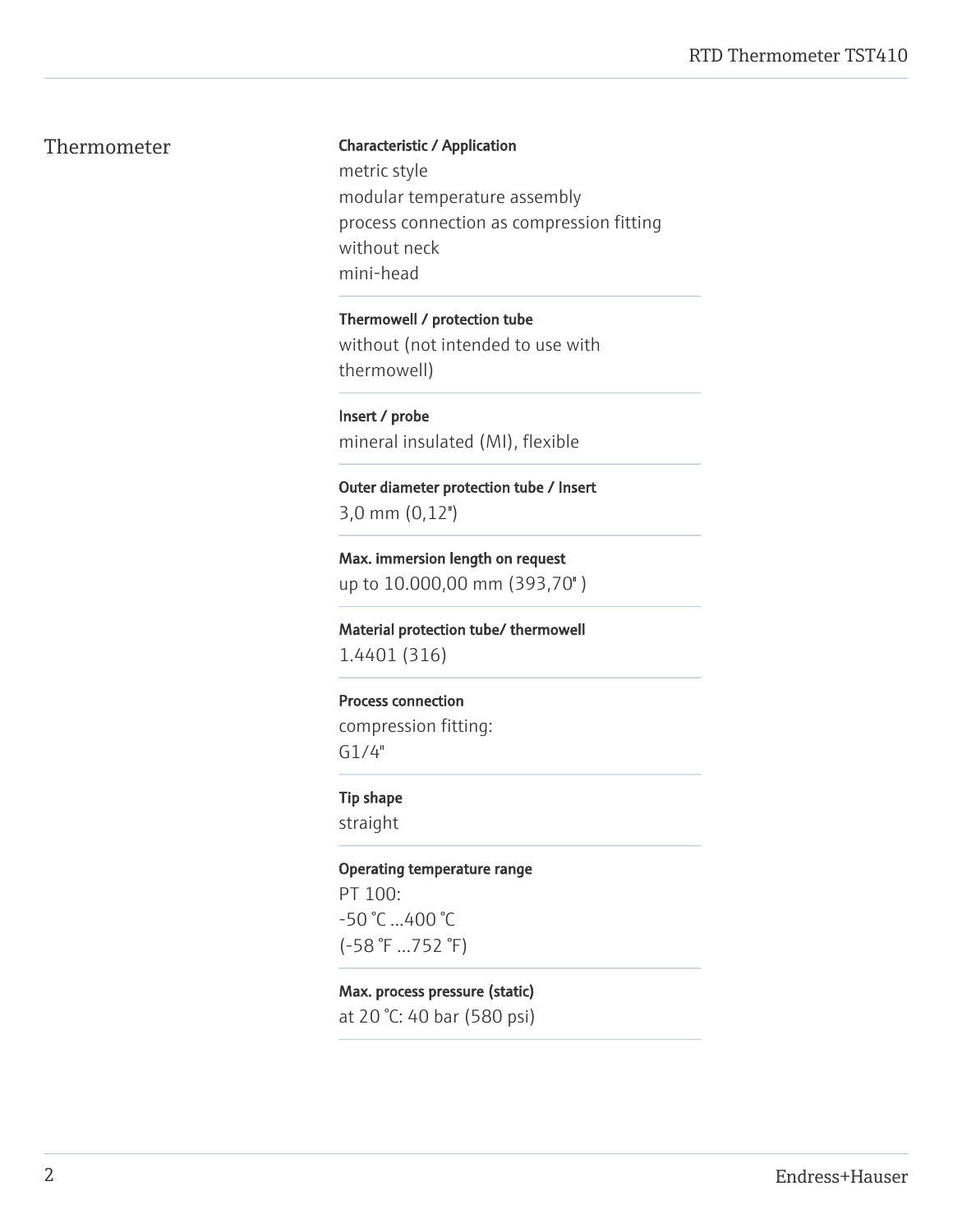## Thermometer

**Characteristic / Application**

metric style
modular temperature assembly
process connection as compression fitting
without neck
mini-head

**Thermowell / protection tube**

without (not intended to use with thermowell)

**Insert / probe**

mineral insulated (MI), flexible

**Outer diameter protection tube / Insert**

3,0 mm (0,12")

**Max. immersion length on request**

up to 10.000,00 mm (393,70" )

**Material protection tube/ thermowell**

1.4401 (316)

**Process connection**

compression fitting:
G1/4"

**Tip shape**

straight

**Operating temperature range**

PT 100:
-50 °C ...400 °C
(-58 °F ...752 °F)

**Max. process pressure (static)**

at 20 °C: 40 bar (580 psi)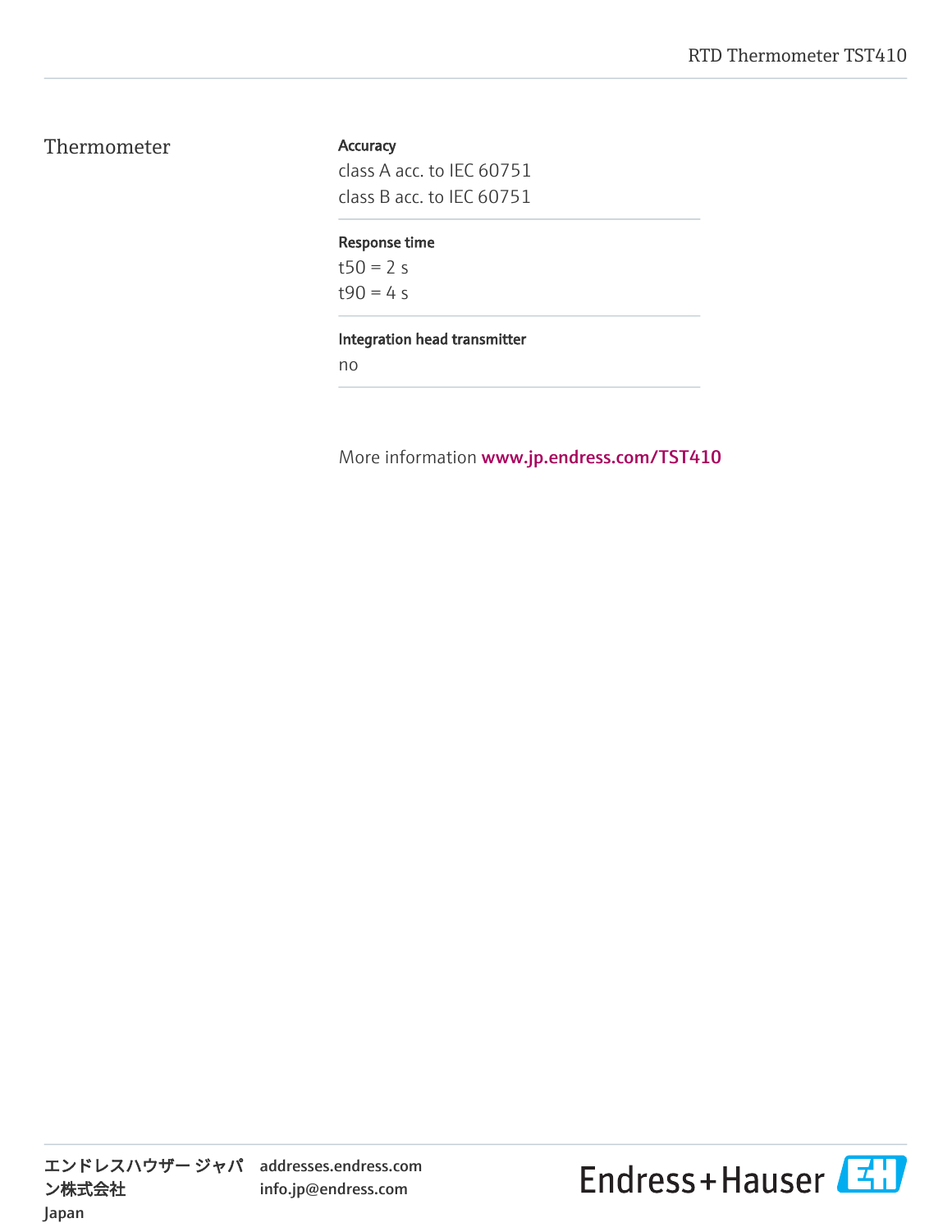## Thermometer

**Accuracy**

class A acc. to IEC 60751
class B acc. to IEC 60751

**Response time**

t50 = 2 s
t90 = 4 s

**Integration head transmitter**

no

More information **www.jp.endress.com/TST410**

エンドレスハウザー ジャパン株式会社
Japan

addresses.endress.com
info.jp@endress.com

Endress+Hauser